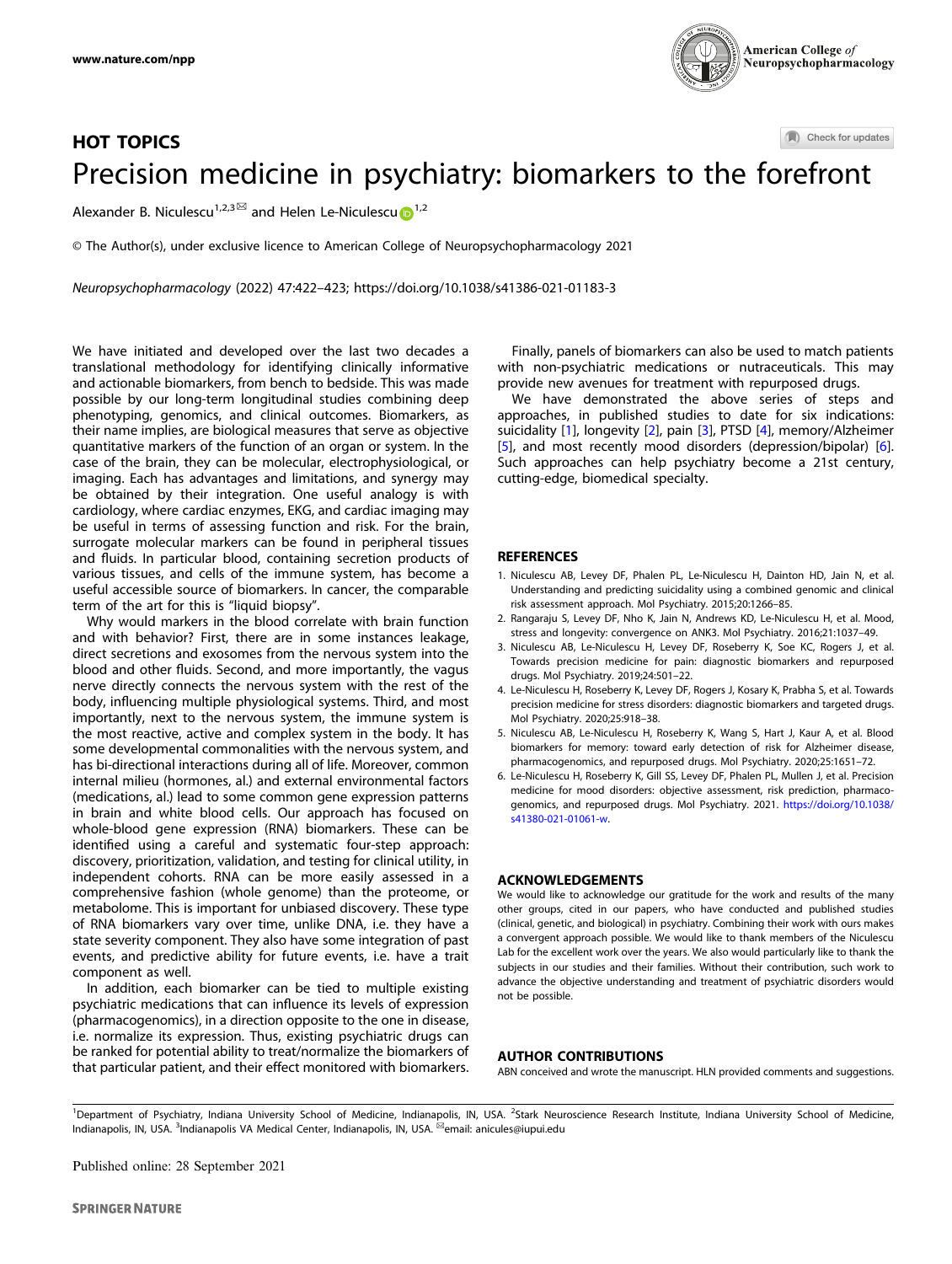## HOT TOPICS

# Precision medicine in psychiatry: biomarkers to the forefront

Alexander B. Niculescu[1,2,3] ✉ and Helen Le-Niculescu[1,2]

© The Author(s), under exclusive licence to American College of Neuropsychopharmacology 2021

*Neuropsychopharmacology* (2022) 47:422–423; https://doi.org/10.1038/s41386-021-01183-3

We have initiated and developed over the last two decades a translational methodology for identifying clinically informative and actionable biomarkers, from bench to bedside. This was made possible by our long-term longitudinal studies combining deep phenotyping, genomics, and clinical outcomes. Biomarkers, as their name implies, are biological measures that serve as objective quantitative markers of the function of an organ or system. In the case of the brain, they can be molecular, electrophysiological, or imaging. Each has advantages and limitations, and synergy may be obtained by their integration. One useful analogy is with cardiology, where cardiac enzymes, EKG, and cardiac imaging may be useful in terms of assessing function and risk. For the brain, surrogate molecular markers can be found in peripheral tissues and fluids. In particular blood, containing secretion products of various tissues, and cells of the immune system, has become a useful accessible source of biomarkers. In cancer, the comparable term of the art for this is "liquid biopsy".

Why would markers in the blood correlate with brain function and with behavior? First, there are in some instances leakage, direct secretions and exosomes from the nervous system into the blood and other fluids. Second, and more importantly, the vagus nerve directly connects the nervous system with the rest of the body, influencing multiple physiological systems. Third, and most importantly, next to the nervous system, the immune system is the most reactive, active and complex system in the body. It has some developmental commonalities with the nervous system, and has bi-directional interactions during all of life. Moreover, common internal milieu (hormones, al.) and external environmental factors (medications, al.) lead to some common gene expression patterns in brain and white blood cells. Our approach has focused on whole-blood gene expression (RNA) biomarkers. These can be identified using a careful and systematic four-step approach: discovery, prioritization, validation, and testing for clinical utility, in independent cohorts. RNA can be more easily assessed in a comprehensive fashion (whole genome) than the proteome, or metabolome. This is important for unbiased discovery. These type of RNA biomarkers vary over time, unlike DNA, i.e. they have a state severity component. They also have some integration of past events, and predictive ability for future events, i.e. have a trait component as well.

In addition, each biomarker can be tied to multiple existing psychiatric medications that can influence its levels of expression (pharmacogenomics), in a direction opposite to the one in disease, i.e. normalize its expression. Thus, existing psychiatric drugs can be ranked for potential ability to treat/normalize the biomarkers of that particular patient, and their effect monitored with biomarkers.

Finally, panels of biomarkers can also be used to match patients with non-psychiatric medications or nutraceuticals. This may provide new avenues for treatment with repurposed drugs.

We have demonstrated the above series of steps and approaches, in published studies to date for six indications: suicidality [1], longevity [2], pain [3], PTSD [4], memory/Alzheimer [5], and most recently mood disorders (depression/bipolar) [6]. Such approaches can help psychiatry become a 21st century, cutting-edge, biomedical specialty.

## REFERENCES

1. Niculescu AB, Levey DF, Phalen PL, Le-Niculescu H, Dainton HD, Jain N, et al. Understanding and predicting suicidality using a combined genomic and clinical risk assessment approach. Mol Psychiatry. 2015;20:1266–85.
2. Rangaraju S, Levey DF, Nho K, Jain N, Andrews KD, Le-Niculescu H, et al. Mood, stress and longevity: convergence on ANK3. Mol Psychiatry. 2016;21:1037–49.
3. Niculescu AB, Le-Niculescu H, Levey DF, Roseberry K, Soe KC, Rogers J, et al. Towards precision medicine for pain: diagnostic biomarkers and repurposed drugs. Mol Psychiatry. 2019;24:501–22.
4. Le-Niculescu H, Roseberry K, Levey DF, Rogers J, Kosary K, Prabha S, et al. Towards precision medicine for stress disorders: diagnostic biomarkers and targeted drugs. Mol Psychiatry. 2020;25:918–38.
5. Niculescu AB, Le-Niculescu H, Roseberry K, Wang S, Hart J, Kaur A, et al. Blood biomarkers for memory: toward early detection of risk for Alzheimer disease, pharmacogenomics, and repurposed drugs. Mol Psychiatry. 2020;25:1651–72.
6. Le-Niculescu H, Roseberry K, Gill SS, Levey DF, Phalen PL, Mullen J, et al. Precision medicine for mood disorders: objective assessment, risk prediction, pharmacogenomics, and repurposed drugs. Mol Psychiatry. 2021. https://doi.org/10.1038/s41380-021-01061-w.

## ACKNOWLEDGEMENTS

We would like to acknowledge our gratitude for the work and results of the many other groups, cited in our papers, who have conducted and published studies (clinical, genetic, and biological) in psychiatry. Combining their work with ours makes a convergent approach possible. We would like to thank members of the Niculescu Lab for the excellent work over the years. We also would particularly like to thank the subjects in our studies and their families. Without their contribution, such work to advance the objective understanding and treatment of psychiatric disorders would not be possible.

## AUTHOR CONTRIBUTIONS

ABN conceived and wrote the manuscript. HLN provided comments and suggestions.

[1]Department of Psychiatry, Indiana University School of Medicine, Indianapolis, IN, USA. [2]Stark Neuroscience Research Institute, Indiana University School of Medicine, Indianapolis, IN, USA. [3]Indianapolis VA Medical Center, Indianapolis, IN, USA. ✉email: anicules@iupui.edu

Published online: 28 September 2021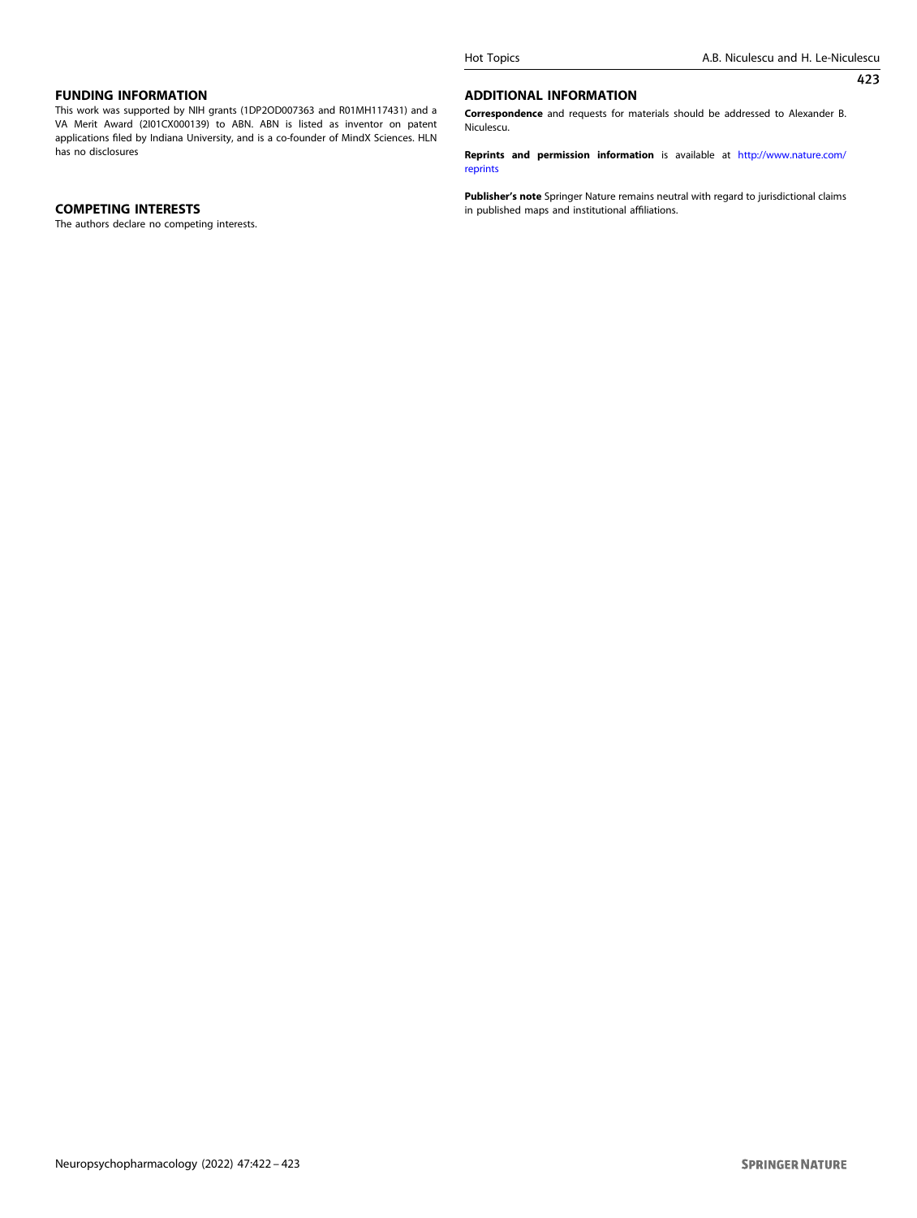## FUNDING INFORMATION

This work was supported by NIH grants (1DP2OD007363 and R01MH117431) and a VA Merit Award (2I01CX000139) to ABN. ABN is listed as inventor on patent applications filed by Indiana University, and is a co-founder of MindX Sciences. HLN has no disclosures

## COMPETING INTERESTS

The authors declare no competing interests.

## ADDITIONAL INFORMATION

**Correspondence** and requests for materials should be addressed to Alexander B. Niculescu.

**Reprints and permission information** is available at http://www.nature.com/reprints

**Publisher's note** Springer Nature remains neutral with regard to jurisdictional claims in published maps and institutional affiliations.